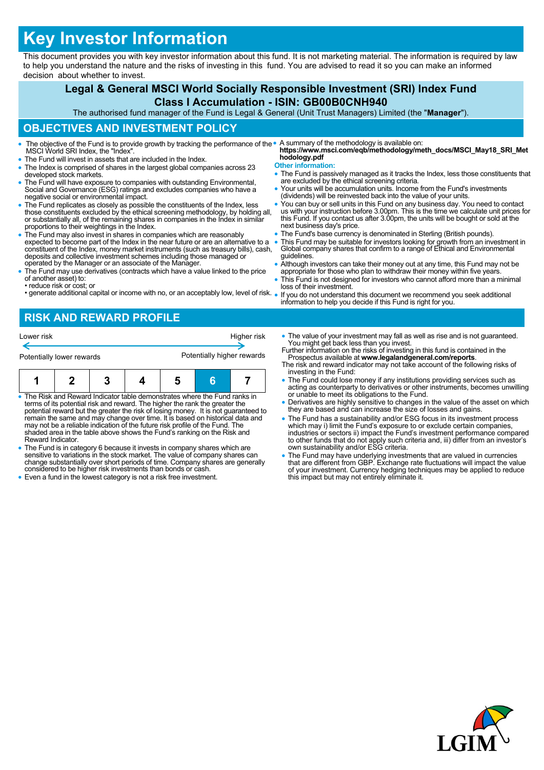# Key Investor Information

This document provides you with key investor information about this fund. It is not marketing material. The information is required by law to help you understand the nature and the risks of investing in this fund. You are advised to read it so you can make an informed decision about whether to invest.

## Legal & General MSCI World Socially Responsible Investment (SRI) Index Fund Class I Accumulation - ISIN: GB00B0CNH940

The authorised fund manager of the Fund is Legal & General (Unit Trust Managers) Limited (the "**Manager**").

## OBJECTIVES AND INVESTMENT POLICY

- The objective of the Fund is to provide growth by tracking the performance of the MSCI World SRI Index, the "Index".
- The Fund will invest in assets that are included in the Index.
- The Index is comprised of shares in the largest global companies across 23 developed stock markets.
- The Fund will have exposure to companies with outstanding Environmental, Social and Governance (ESG) ratings and excludes companies who have a negative social or environmental impact.
- The Fund replicates as closely as possible the constituents of the Index, less those constituents excluded by the ethical screening methodology, by holding all, or substantially all, of the remaining shares in companies in the Index in similar proportions to their weightings in the Index.
- The Fund may also invest in shares in companies which are reasonably expected to become part of the Index in the near future or are an alternative to a constituent of the Index, money market instruments (such as treasury bills), cash, deposits and collective investment schemes including those managed or operated by the Manager or an associate of the Manager.
- The Fund may use derivatives (contracts which have a value linked to the price of another asset) to:
  • reduce risk or cost; or
  • generate additional capital or income with no, or an acceptably low, level of risk.
- A summary of the methodology is available on: **https://www.msci.com/eqb/methodology/meth_docs/MSCI_May18_SRI_Methodology.pdf**

**Other information:**

- The Fund is passively managed as it tracks the Index, less those constituents that are excluded by the ethical screening criteria.
- Your units will be accumulation units. Income from the Fund's investments (dividends) will be reinvested back into the value of your units.
- You can buy or sell units in this Fund on any business day. You need to contact us with your instruction before 3.00pm. This is the time we calculate unit prices for this Fund. If you contact us after 3.00pm, the units will be bought or sold at the next business day's price.
- The Fund's base currency is denominated in Sterling (British pounds).
- This Fund may be suitable for investors looking for growth from an investment in Global company shares that confirm to a range of Ethical and Environmental guidelines.
- Although investors can take their money out at any time, this Fund may not be appropriate for those who plan to withdraw their money within five years.
- This Fund is not designed for investors who cannot afford more than a minimal loss of their investment.
- If you do not understand this document we recommend you seek additional information to help you decide if this Fund is right for you.

## RISK AND REWARD PROFILE

| Lower risk | | | | | | Higher risk |
|---|---|---|---|---|---|---|
| Potentially lower rewards | | | | | | Potentially higher rewards |
| 1 | 2 | 3 | 4 | 5 | **6** | 7 |

- The Risk and Reward Indicator table demonstrates where the Fund ranks in terms of its potential risk and reward. The higher the rank the greater the potential reward but the greater the risk of losing money. It is not guaranteed to remain the same and may change over time. It is based on historical data and may not be a reliable indication of the future risk profile of the Fund. The shaded area in the table above shows the Fund's ranking on the Risk and Reward Indicator.
- The Fund is in category 6 because it invests in company shares which are sensitive to variations in the stock market. The value of company shares can change substantially over short periods of time. Company shares are generally considered to be higher risk investments than bonds or cash.
- Even a fund in the lowest category is not a risk free investment.
- The value of your investment may fall as well as rise and is not guaranteed. You might get back less than you invest.

Further information on the risks of investing in this fund is contained in the Prospectus available at **www.legalandgeneral.com/reports**.

The risk and reward indicator may not take account of the following risks of investing in the Fund:

- The Fund could lose money if any institutions providing services such as acting as counterparty to derivatives or other instruments, becomes unwilling or unable to meet its obligations to the Fund.
- Derivatives are highly sensitive to changes in the value of the asset on which they are based and can increase the size of losses and gains.
- The Fund has a sustainability and/or ESG focus in its investment process which may i) limit the Fund's exposure to or exclude certain companies, industries or sectors ii) impact the Fund's investment performance compared to other funds that do not apply such criteria and, iii) differ from an investor's own sustainability and/or ESG criteria.
- The Fund may have underlying investments that are valued in currencies that are different from GBP. Exchange rate fluctuations will impact the value of your investment. Currency hedging techniques may be applied to reduce this impact but may not entirely eliminate it.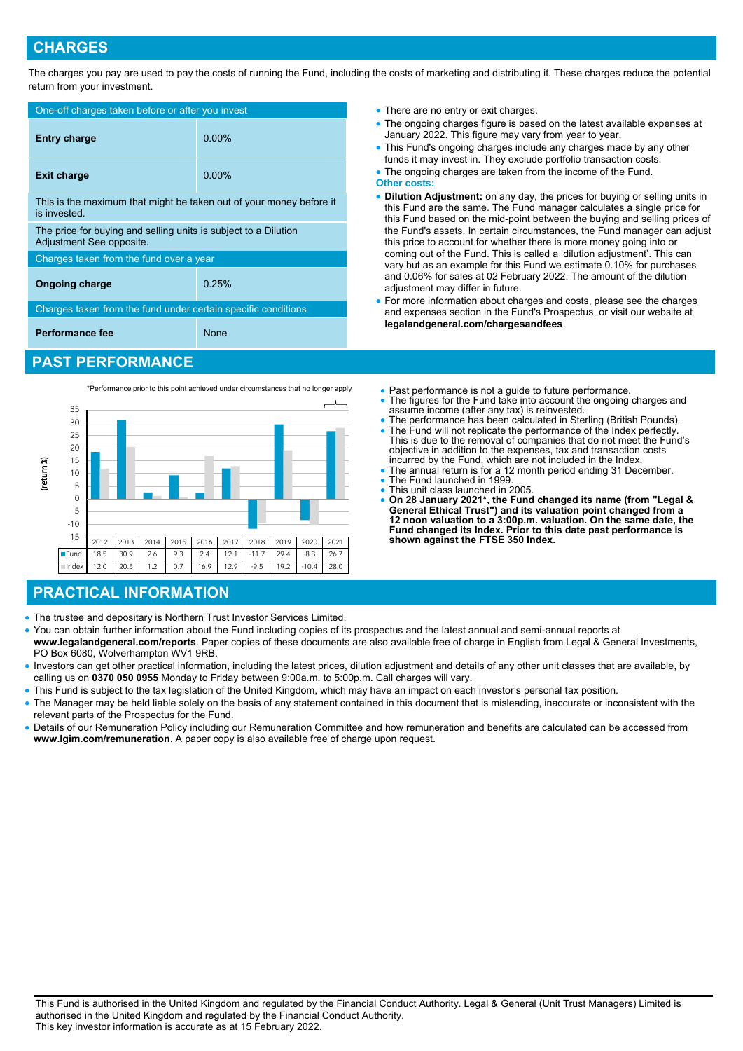## CHARGES

The charges you pay are used to pay the costs of running the Fund, including the costs of marketing and distributing it. These charges reduce the potential return from your investment.

| One-off charges taken before or after you invest | |
|---|---|
| **Entry charge** | 0.00% |
| **Exit charge** | 0.00% |
| This is the maximum that might be taken out of your money before it is invested. | |
| The price for buying and selling units is subject to a Dilution Adjustment See opposite. | |
| Charges taken from the fund over a year | |
| **Ongoing charge** | 0.25% |
| Charges taken from the fund under certain specific conditions | |
| **Performance fee** | None |

- There are no entry or exit charges.
- The ongoing charges figure is based on the latest available expenses at January 2022. This figure may vary from year to year.
- This Fund's ongoing charges include any charges made by any other funds it may invest in. They exclude portfolio transaction costs.
- The ongoing charges are taken from the income of the Fund.

**Other costs:**

- **Dilution Adjustment:** on any day, the prices for buying or selling units in this Fund are the same. The Fund manager calculates a single price for this Fund based on the mid-point between the buying and selling prices of the Fund's assets. In certain circumstances, the Fund manager can adjust this price to account for whether there is more money going into or coming out of the Fund. This is called a 'dilution adjustment'. This can vary but as an example for this Fund we estimate 0.10% for purchases and 0.06% for sales at 02 February 2022. The amount of the dilution adjustment may differ in future.
- For more information about charges and costs, please see the charges and expenses section in the Fund's Prospectus, or visit our website at **legalandgeneral.com/chargesandfees**.

## PAST PERFORMANCE

*Performance prior to this point achieved under circumstances that no longer apply

(return %)

35
30
25
20
15
10
5
0
-5
-10
-15

| | 2012 | 2013 | 2014 | 2015 | 2016 | 2017 | 2018 | 2019 | 2020 | 2021 |
|---|---|---|---|---|---|---|---|---|---|---|
| Fund | 18.5 | 30.9 | 2.6 | 9.3 | 2.4 | 12.1 | -11.7 | 29.4 | -8.3 | 26.7 |
| Index | 12.0 | 20.5 | 1.2 | 0.7 | 16.9 | 12.9 | -9.5 | 19.2 | -10.4 | 28.0 |

- Past performance is not a guide to future performance.
- The figures for the Fund take into account the ongoing charges and assume income (after any tax) is reinvested.
- The performance has been calculated in Sterling (British Pounds).
- The Fund will not replicate the performance of the Index perfectly. This is due to the removal of companies that do not meet the Fund's objective in addition to the expenses, tax and transaction costs incurred by the Fund, which are not included in the Index.
- The annual return is for a 12 month period ending 31 December.
- The Fund launched in 1999.
- This unit class launched in 2005.
- **On 28 January 2021*, the Fund changed its name (from "Legal & General Ethical Trust") and its valuation point changed from a 12 noon valuation to a 3:00p.m. valuation. On the same date, the Fund changed its Index. Prior to this date past performance is shown against the FTSE 350 Index.**

## PRACTICAL INFORMATION

- The trustee and depositary is Northern Trust Investor Services Limited.
- You can obtain further information about the Fund including copies of its prospectus and the latest annual and semi-annual reports at **www.legalandgeneral.com/reports**. Paper copies of these documents are also available free of charge in English from Legal & General Investments, PO Box 6080, Wolverhampton WV1 9RB.
- Investors can get other practical information, including the latest prices, dilution adjustment and details of any other unit classes that are available, by calling us on **0370 050 0955** Monday to Friday between 9:00a.m. to 5:00p.m. Call charges will vary.
- This Fund is subject to the tax legislation of the United Kingdom, which may have an impact on each investor's personal tax position.
- The Manager may be held liable solely on the basis of any statement contained in this document that is misleading, inaccurate or inconsistent with the relevant parts of the Prospectus for the Fund.
- Details of our Remuneration Policy including our Remuneration Committee and how remuneration and benefits are calculated can be accessed from **www.lgim.com/remuneration**. A paper copy is also available free of charge upon request.

This Fund is authorised in the United Kingdom and regulated by the Financial Conduct Authority. Legal & General (Unit Trust Managers) Limited is authorised in the United Kingdom and regulated by the Financial Conduct Authority.
This key investor information is accurate as at 15 February 2022.